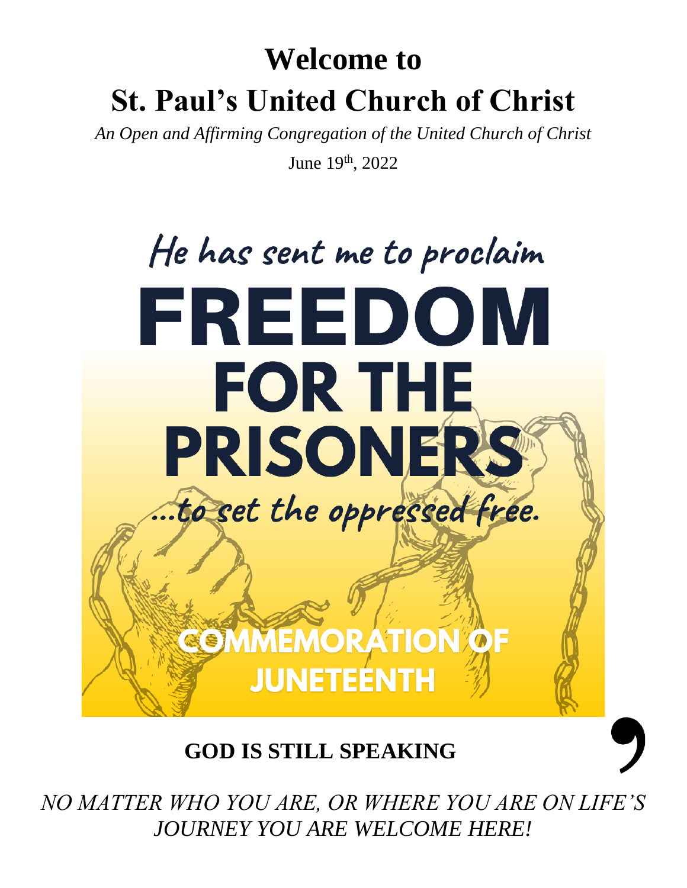# Welcome to

# St. Paul's United Church of Christ

*An Open and Affirming Congregation of the United Church of Christ*

June 19th, 2022

He has sent me to proclaim

FREEDOM FOR THE PRISONERS

...to set the oppressed free.

COMMEMORATION OF JUNETEENTH

**GOD IS STILL SPEAKING** ,

*NO MATTER WHO YOU ARE, OR WHERE YOU ARE ON LIFE'S JOURNEY YOU ARE WELCOME HERE!*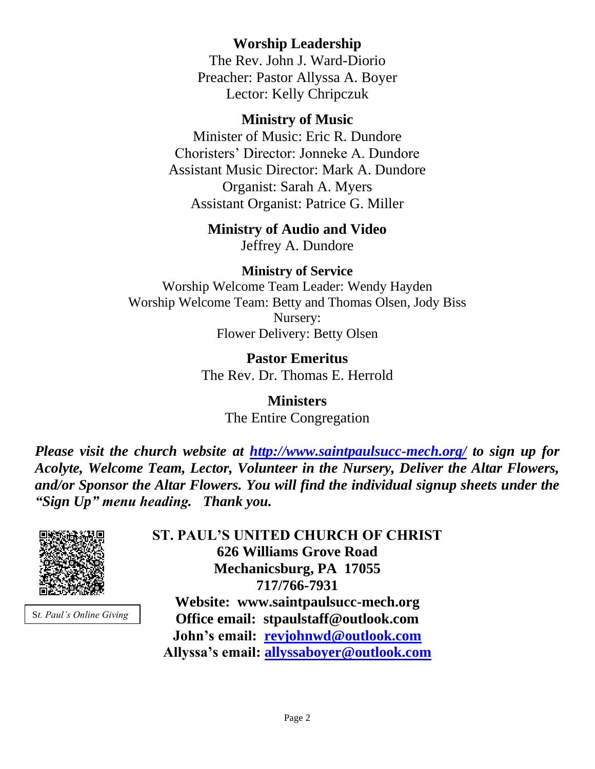**Worship Leadership**

The Rev. John J. Ward-Diorio
Preacher: Pastor Allyssa A. Boyer
Lector: Kelly Chripczuk

**Ministry of Music**

Minister of Music: Eric R. Dundore
Choristers' Director: Jonneke A. Dundore
Assistant Music Director: Mark A. Dundore
Organist: Sarah A. Myers
Assistant Organist: Patrice G. Miller

**Ministry of Audio and Video**

Jeffrey A. Dundore

**Ministry of Service**

Worship Welcome Team Leader: Wendy Hayden
Worship Welcome Team: Betty and Thomas Olsen, Jody Biss
Nursery:
Flower Delivery: Betty Olsen

**Pastor Emeritus**

The Rev. Dr. Thomas E. Herrold

**Ministers**

The Entire Congregation

***Please visit the church website at [http://www.saintpaulsucc-mech.org/](http://www.saintpaulsucc-mech.org/) to sign up for Acolyte, Welcome Team, Lector, Volunteer in the Nursery, Deliver the Altar Flowers, and/or Sponsor the Altar Flowers. You will find the individual signup sheets under the "Sign Up" menu heading. Thank you.***

*St. Paul's Online Giving*

**ST. PAUL'S UNITED CHURCH OF CHRIST**
**626 Williams Grove Road**
**Mechanicsburg, PA 17055**
**717/766-7931**
**Website: www.saintpaulsucc-mech.org**
**Office email: stpaulstaff@outlook.com**
**John's email: revjohnwd@outlook.com**
**Allyssa's email: allyssaboyer@outlook.com**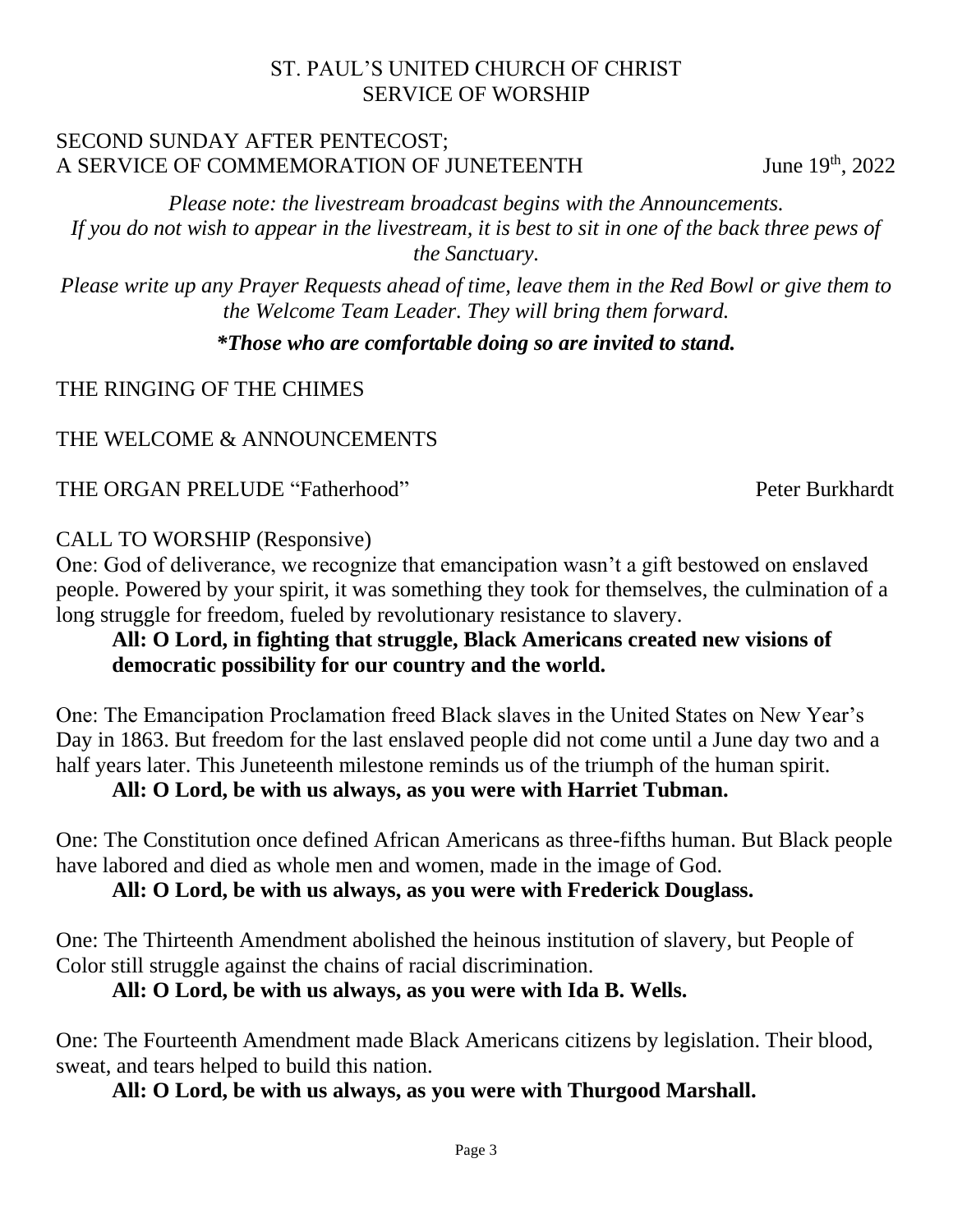ST. PAUL'S UNITED CHURCH OF CHRIST
SERVICE OF WORSHIP

SECOND SUNDAY AFTER PENTECOST;
A SERVICE OF COMMEMORATION OF JUNETEENTH June 19th, 2022

*Please note: the livestream broadcast begins with the Announcements. If you do not wish to appear in the livestream, it is best to sit in one of the back three pews of the Sanctuary.*

*Please write up any Prayer Requests ahead of time, leave them in the Red Bowl or give them to the Welcome Team Leader. They will bring them forward.*

***Those who are comfortable doing so are invited to stand.***

THE RINGING OF THE CHIMES

THE WELCOME & ANNOUNCEMENTS

THE ORGAN PRELUDE "Fatherhood" Peter Burkhardt

CALL TO WORSHIP (Responsive)

One: God of deliverance, we recognize that emancipation wasn't a gift bestowed on enslaved people. Powered by your spirit, it was something they took for themselves, the culmination of a long struggle for freedom, fueled by revolutionary resistance to slavery.

**All: O Lord, in fighting that struggle, Black Americans created new visions of democratic possibility for our country and the world.**

One: The Emancipation Proclamation freed Black slaves in the United States on New Year's Day in 1863. But freedom for the last enslaved people did not come until a June day two and a half years later. This Juneteenth milestone reminds us of the triumph of the human spirit.

**All: O Lord, be with us always, as you were with Harriet Tubman.**

One: The Constitution once defined African Americans as three-fifths human. But Black people have labored and died as whole men and women, made in the image of God.

**All: O Lord, be with us always, as you were with Frederick Douglass.**

One: The Thirteenth Amendment abolished the heinous institution of slavery, but People of Color still struggle against the chains of racial discrimination.

**All: O Lord, be with us always, as you were with Ida B. Wells.**

One: The Fourteenth Amendment made Black Americans citizens by legislation. Their blood, sweat, and tears helped to build this nation.

**All: O Lord, be with us always, as you were with Thurgood Marshall.**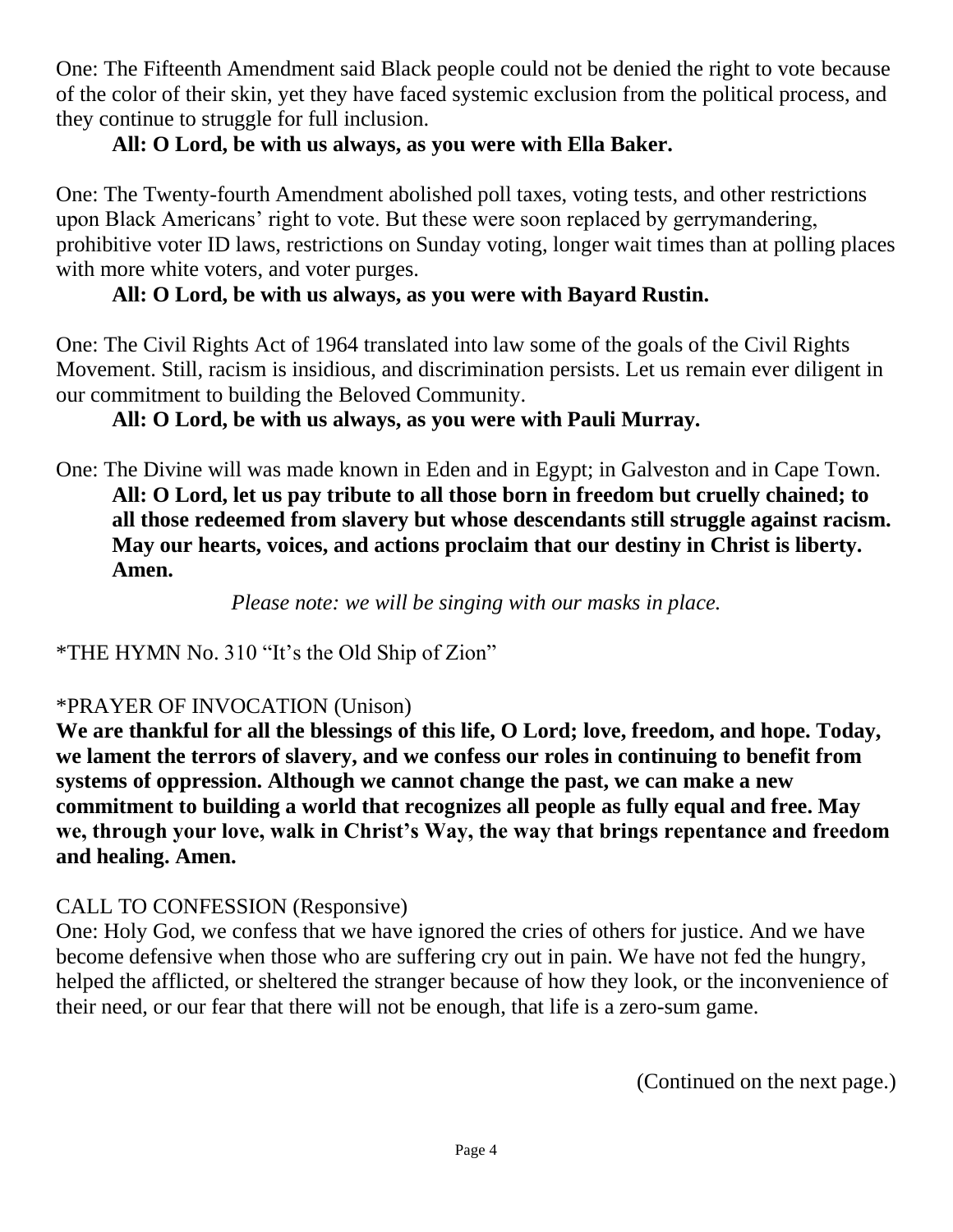One: The Fifteenth Amendment said Black people could not be denied the right to vote because of the color of their skin, yet they have faced systemic exclusion from the political process, and they continue to struggle for full inclusion.

**All: O Lord, be with us always, as you were with Ella Baker.**

One: The Twenty-fourth Amendment abolished poll taxes, voting tests, and other restrictions upon Black Americans' right to vote. But these were soon replaced by gerrymandering, prohibitive voter ID laws, restrictions on Sunday voting, longer wait times than at polling places with more white voters, and voter purges.

**All: O Lord, be with us always, as you were with Bayard Rustin.**

One: The Civil Rights Act of 1964 translated into law some of the goals of the Civil Rights Movement. Still, racism is insidious, and discrimination persists. Let us remain ever diligent in our commitment to building the Beloved Community.

**All: O Lord, be with us always, as you were with Pauli Murray.**

One: The Divine will was made known in Eden and in Egypt; in Galveston and in Cape Town.

**All: O Lord, let us pay tribute to all those born in freedom but cruelly chained; to all those redeemed from slavery but whose descendants still struggle against racism. May our hearts, voices, and actions proclaim that our destiny in Christ is liberty. Amen.**

*Please note: we will be singing with our masks in place.*

*THE HYMN No. 310 "It's the Old Ship of Zion"

*PRAYER OF INVOCATION (Unison)

**We are thankful for all the blessings of this life, O Lord; love, freedom, and hope. Today, we lament the terrors of slavery, and we confess our roles in continuing to benefit from systems of oppression. Although we cannot change the past, we can make a new commitment to building a world that recognizes all people as fully equal and free. May we, through your love, walk in Christ's Way, the way that brings repentance and freedom and healing. Amen.**

CALL TO CONFESSION (Responsive)

One: Holy God, we confess that we have ignored the cries of others for justice. And we have become defensive when those who are suffering cry out in pain. We have not fed the hungry, helped the afflicted, or sheltered the stranger because of how they look, or the inconvenience of their need, or our fear that there will not be enough, that life is a zero-sum game.

(Continued on the next page.)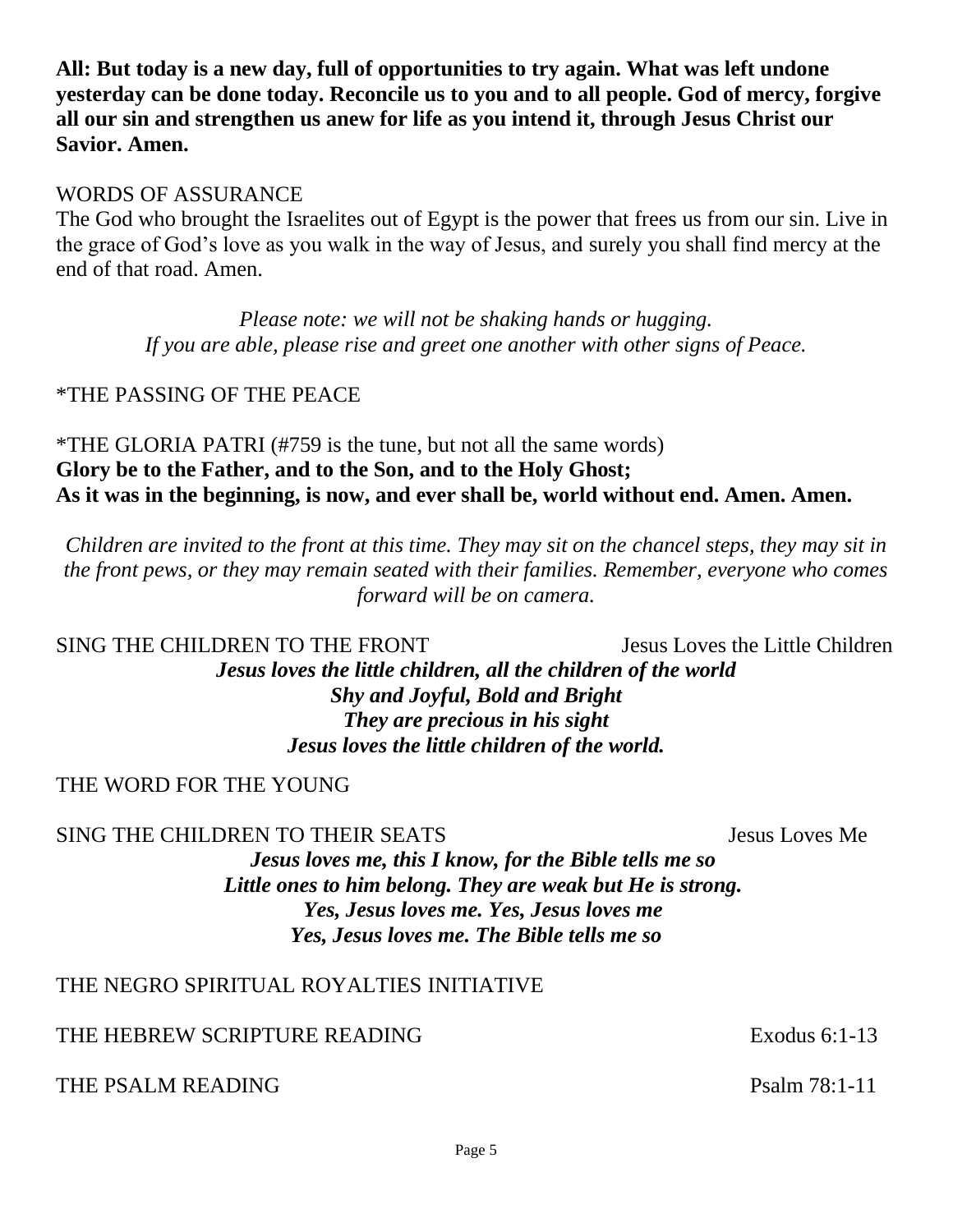**All: But today is a new day, full of opportunities to try again. What was left undone yesterday can be done today. Reconcile us to you and to all people. God of mercy, forgive all our sin and strengthen us anew for life as you intend it, through Jesus Christ our Savior. Amen.**

WORDS OF ASSURANCE

The God who brought the Israelites out of Egypt is the power that frees us from our sin. Live in the grace of God's love as you walk in the way of Jesus, and surely you shall find mercy at the end of that road. Amen.

*Please note: we will not be shaking hands or hugging.*
*If you are able, please rise and greet one another with other signs of Peace.*

*THE PASSING OF THE PEACE

*THE GLORIA PATRI (#759 is the tune, but not all the same words)

**Glory be to the Father, and to the Son, and to the Holy Ghost;**
**As it was in the beginning, is now, and ever shall be, world without end. Amen. Amen.**

*Children are invited to the front at this time. They may sit on the chancel steps, they may sit in the front pews, or they may remain seated with their families. Remember, everyone who comes forward will be on camera.*

SING THE CHILDREN TO THE FRONT — Jesus Loves the Little Children

***Jesus loves the little children, all the children of the world***
***Shy and Joyful, Bold and Bright***
***They are precious in his sight***
***Jesus loves the little children of the world.***

THE WORD FOR THE YOUNG

SING THE CHILDREN TO THEIR SEATS — Jesus Loves Me

***Jesus loves me, this I know, for the Bible tells me so***
***Little ones to him belong. They are weak but He is strong.***
***Yes, Jesus loves me. Yes, Jesus loves me***
***Yes, Jesus loves me. The Bible tells me so***

THE NEGRO SPIRITUAL ROYALTIES INITIATIVE

THE HEBREW SCRIPTURE READING — Exodus 6:1-13

THE PSALM READING — Psalm 78:1-11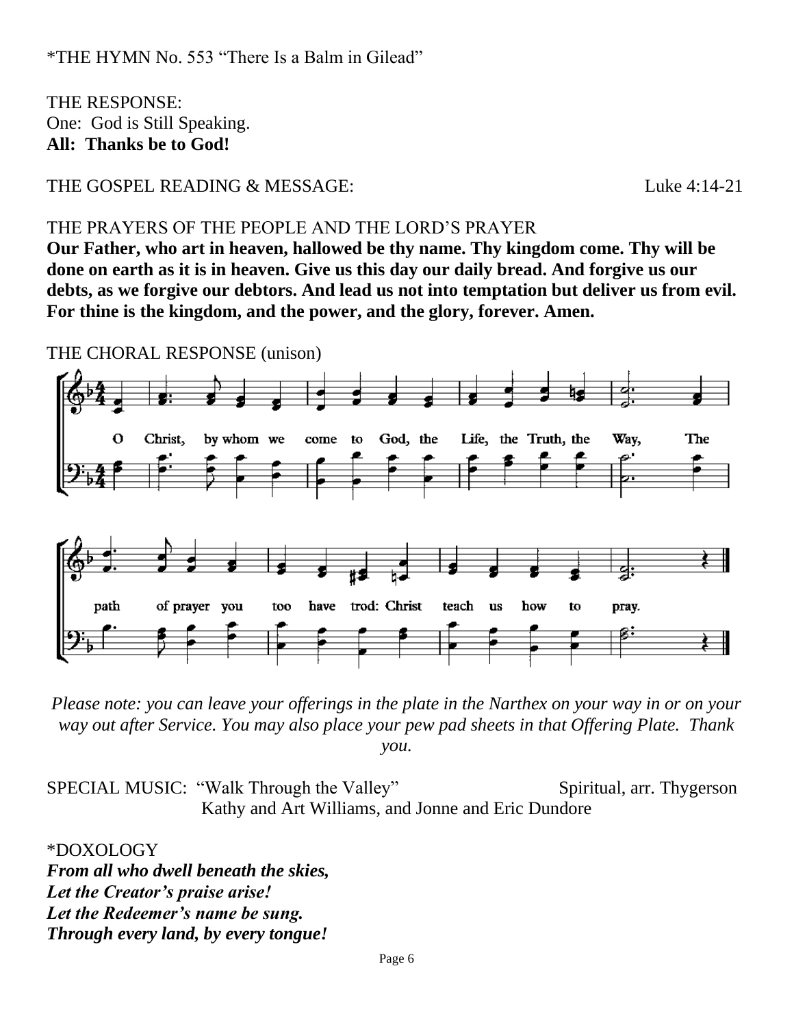*THE HYMN No. 553 “There Is a Balm in Gilead”

THE RESPONSE:
One: God is Still Speaking.
**All: Thanks be to God!**

THE GOSPEL READING & MESSAGE: Luke 4:14-21

THE PRAYERS OF THE PEOPLE AND THE LORD’S PRAYER
**Our Father, who art in heaven, hallowed be thy name. Thy kingdom come. Thy will be done on earth as it is in heaven. Give us this day our daily bread. And forgive us our debts, as we forgive our debtors. And lead us not into temptation but deliver us from evil. For thine is the kingdom, and the power, and the glory, forever. Amen.**

THE CHORAL RESPONSE (unison)

O Christ, by whom we come to God, the Life, the Truth, the Way, The path of prayer you too have trod: Christ teach us how to pray.

*Please note: you can leave your offerings in the plate in the Narthex on your way in or on your way out after Service. You may also place your pew pad sheets in that Offering Plate. Thank you.*

SPECIAL MUSIC: “Walk Through the Valley” Spiritual, arr. Thygerson
Kathy and Art Williams, and Jonne and Eric Dundore

*DOXOLOGY
***From all who dwell beneath the skies,***
***Let the Creator’s praise arise!***
***Let the Redeemer’s name be sung.***
***Through every land, by every tongue!***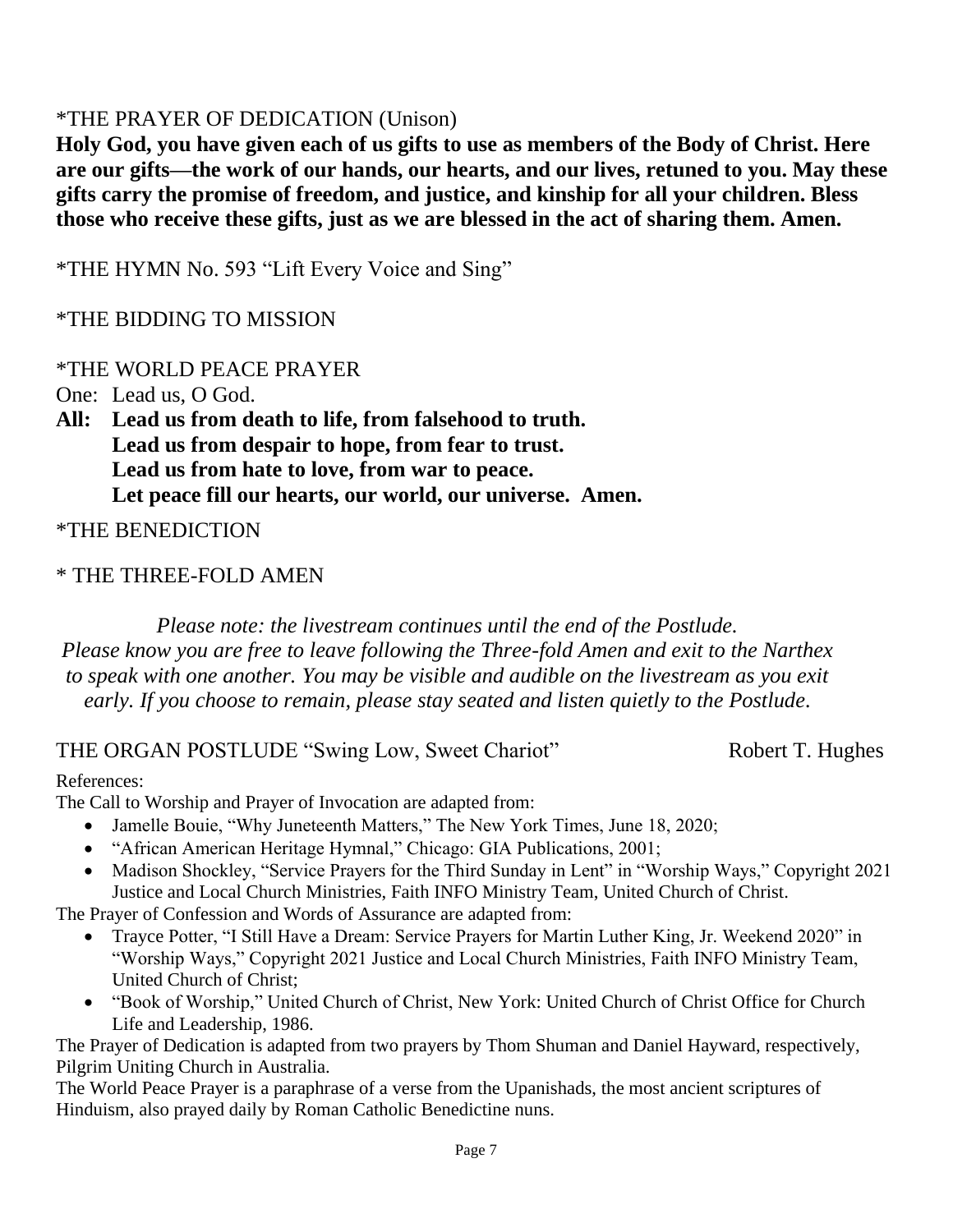*THE PRAYER OF DEDICATION (Unison)

**Holy God, you have given each of us gifts to use as members of the Body of Christ. Here are our gifts—the work of our hands, our hearts, and our lives, retuned to you. May these gifts carry the promise of freedom, and justice, and kinship for all your children. Bless those who receive these gifts, just as we are blessed in the act of sharing them. Amen.**

*THE HYMN No. 593 "Lift Every Voice and Sing"

*THE BIDDING TO MISSION

*THE WORLD PEACE PRAYER

One: Lead us, O God.

**All: Lead us from death to life, from falsehood to truth.**
**Lead us from despair to hope, from fear to trust.**
**Lead us from hate to love, from war to peace.**
**Let peace fill our hearts, our world, our universe. Amen.**

*THE BENEDICTION

* THE THREE-FOLD AMEN

*Please note: the livestream continues until the end of the Postlude. Please know you are free to leave following the Three-fold Amen and exit to the Narthex to speak with one another. You may be visible and audible on the livestream as you exit early. If you choose to remain, please stay seated and listen quietly to the Postlude.*

THE ORGAN POSTLUDE "Swing Low, Sweet Chariot" Robert T. Hughes

References:

The Call to Worship and Prayer of Invocation are adapted from:

- Jamelle Bouie, "Why Juneteenth Matters," The New York Times, June 18, 2020;
- "African American Heritage Hymnal," Chicago: GIA Publications, 2001;
- Madison Shockley, "Service Prayers for the Third Sunday in Lent" in "Worship Ways," Copyright 2021 Justice and Local Church Ministries, Faith INFO Ministry Team, United Church of Christ.

The Prayer of Confession and Words of Assurance are adapted from:

- Trayce Potter, "I Still Have a Dream: Service Prayers for Martin Luther King, Jr. Weekend 2020" in "Worship Ways," Copyright 2021 Justice and Local Church Ministries, Faith INFO Ministry Team, United Church of Christ;
- "Book of Worship," United Church of Christ, New York: United Church of Christ Office for Church Life and Leadership, 1986.

The Prayer of Dedication is adapted from two prayers by Thom Shuman and Daniel Hayward, respectively, Pilgrim Uniting Church in Australia.

The World Peace Prayer is a paraphrase of a verse from the Upanishads, the most ancient scriptures of Hinduism, also prayed daily by Roman Catholic Benedictine nuns.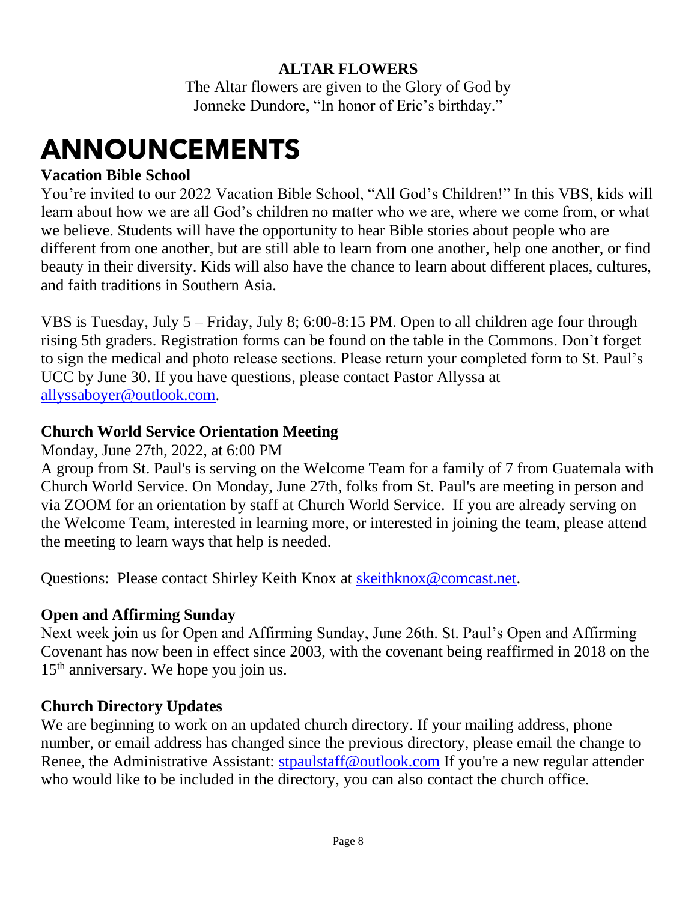**ALTAR FLOWERS**

The Altar flowers are given to the Glory of God by Jonneke Dundore, "In honor of Eric's birthday."

# ANNOUNCEMENTS

**Vacation Bible School**

You're invited to our 2022 Vacation Bible School, "All God's Children!" In this VBS, kids will learn about how we are all God's children no matter who we are, where we come from, or what we believe. Students will have the opportunity to hear Bible stories about people who are different from one another, but are still able to learn from one another, help one another, or find beauty in their diversity. Kids will also have the chance to learn about different places, cultures, and faith traditions in Southern Asia.

VBS is Tuesday, July 5 – Friday, July 8; 6:00-8:15 PM. Open to all children age four through rising 5th graders. Registration forms can be found on the table in the Commons. Don't forget to sign the medical and photo release sections. Please return your completed form to St. Paul's UCC by June 30. If you have questions, please contact Pastor Allyssa at allyssaboyer@outlook.com.

**Church World Service Orientation Meeting**

Monday, June 27th, 2022, at 6:00 PM

A group from St. Paul's is serving on the Welcome Team for a family of 7 from Guatemala with Church World Service. On Monday, June 27th, folks from St. Paul's are meeting in person and via ZOOM for an orientation by staff at Church World Service. If you are already serving on the Welcome Team, interested in learning more, or interested in joining the team, please attend the meeting to learn ways that help is needed.

Questions: Please contact Shirley Keith Knox at skeithknox@comcast.net.

**Open and Affirming Sunday**

Next week join us for Open and Affirming Sunday, June 26th. St. Paul's Open and Affirming Covenant has now been in effect since 2003, with the covenant being reaffirmed in 2018 on the 15th anniversary. We hope you join us.

**Church Directory Updates**

We are beginning to work on an updated church directory. If your mailing address, phone number, or email address has changed since the previous directory, please email the change to Renee, the Administrative Assistant: stpaulstaff@outlook.com If you're a new regular attender who would like to be included in the directory, you can also contact the church office.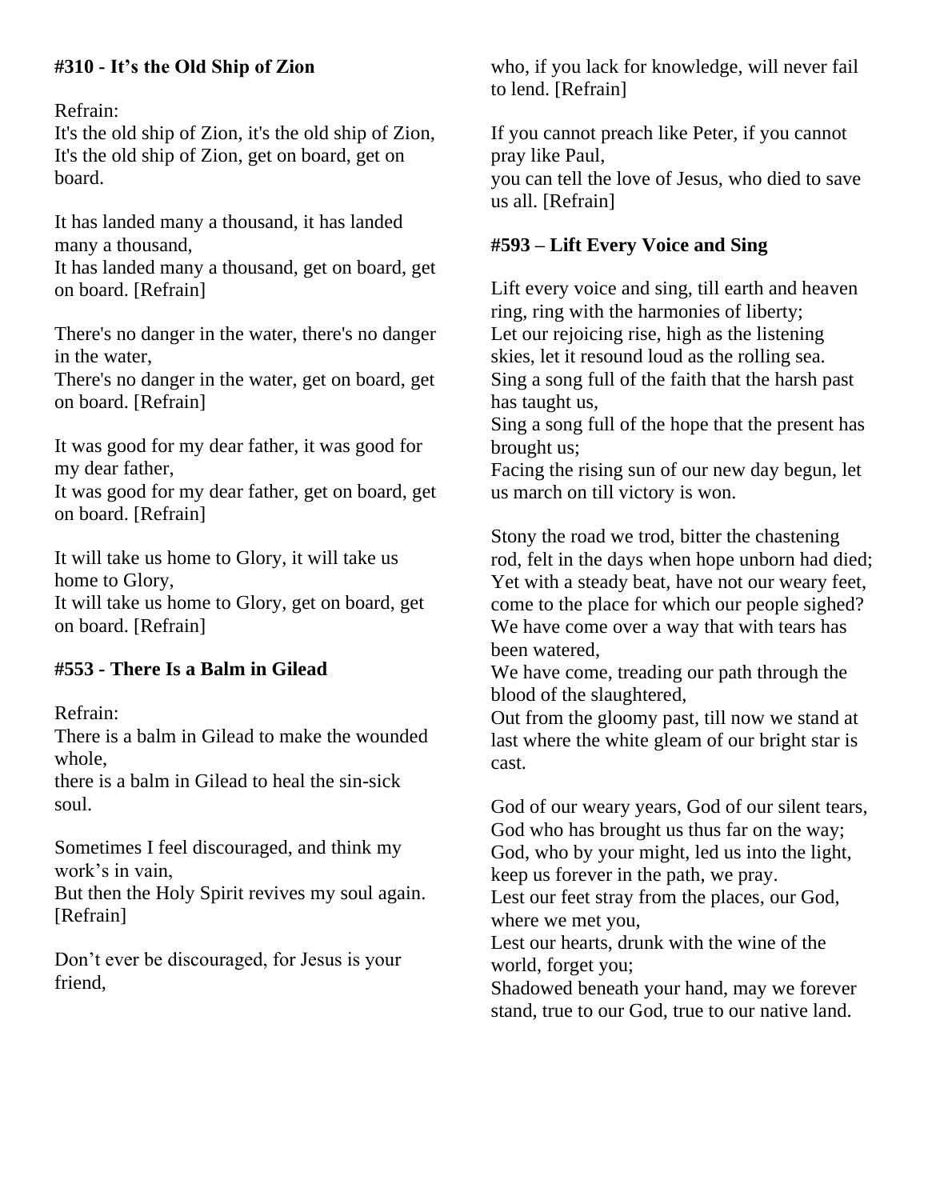#### #310 - It's the Old Ship of Zion

Refrain:
It's the old ship of Zion, it's the old ship of Zion,
It's the old ship of Zion, get on board, get on board.

It has landed many a thousand, it has landed many a thousand,
It has landed many a thousand, get on board, get on board. [Refrain]

There's no danger in the water, there's no danger in the water,
There's no danger in the water, get on board, get on board. [Refrain]

It was good for my dear father, it was good for my dear father,
It was good for my dear father, get on board, get on board. [Refrain]

It will take us home to Glory, it will take us home to Glory,
It will take us home to Glory, get on board, get on board. [Refrain]

#### #553 - There Is a Balm in Gilead

Refrain:
There is a balm in Gilead to make the wounded whole,
there is a balm in Gilead to heal the sin-sick soul.

Sometimes I feel discouraged, and think my work's in vain,
But then the Holy Spirit revives my soul again. [Refrain]

Don't ever be discouraged, for Jesus is your friend,
who, if you lack for knowledge, will never fail to lend. [Refrain]

If you cannot preach like Peter, if you cannot pray like Paul,
you can tell the love of Jesus, who died to save us all. [Refrain]

#### #593 – Lift Every Voice and Sing

Lift every voice and sing, till earth and heaven ring, ring with the harmonies of liberty;
Let our rejoicing rise, high as the listening skies, let it resound loud as the rolling sea.
Sing a song full of the faith that the harsh past has taught us,
Sing a song full of the hope that the present has brought us;
Facing the rising sun of our new day begun, let us march on till victory is won.

Stony the road we trod, bitter the chastening rod, felt in the days when hope unborn had died;
Yet with a steady beat, have not our weary feet, come to the place for which our people sighed?
We have come over a way that with tears has been watered,
We have come, treading our path through the blood of the slaughtered,
Out from the gloomy past, till now we stand at last where the white gleam of our bright star is cast.

God of our weary years, God of our silent tears,
God who has brought us thus far on the way;
God, who by your might, led us into the light,
keep us forever in the path, we pray.
Lest our feet stray from the places, our God, where we met you,
Lest our hearts, drunk with the wine of the world, forget you;
Shadowed beneath your hand, may we forever stand, true to our God, true to our native land.